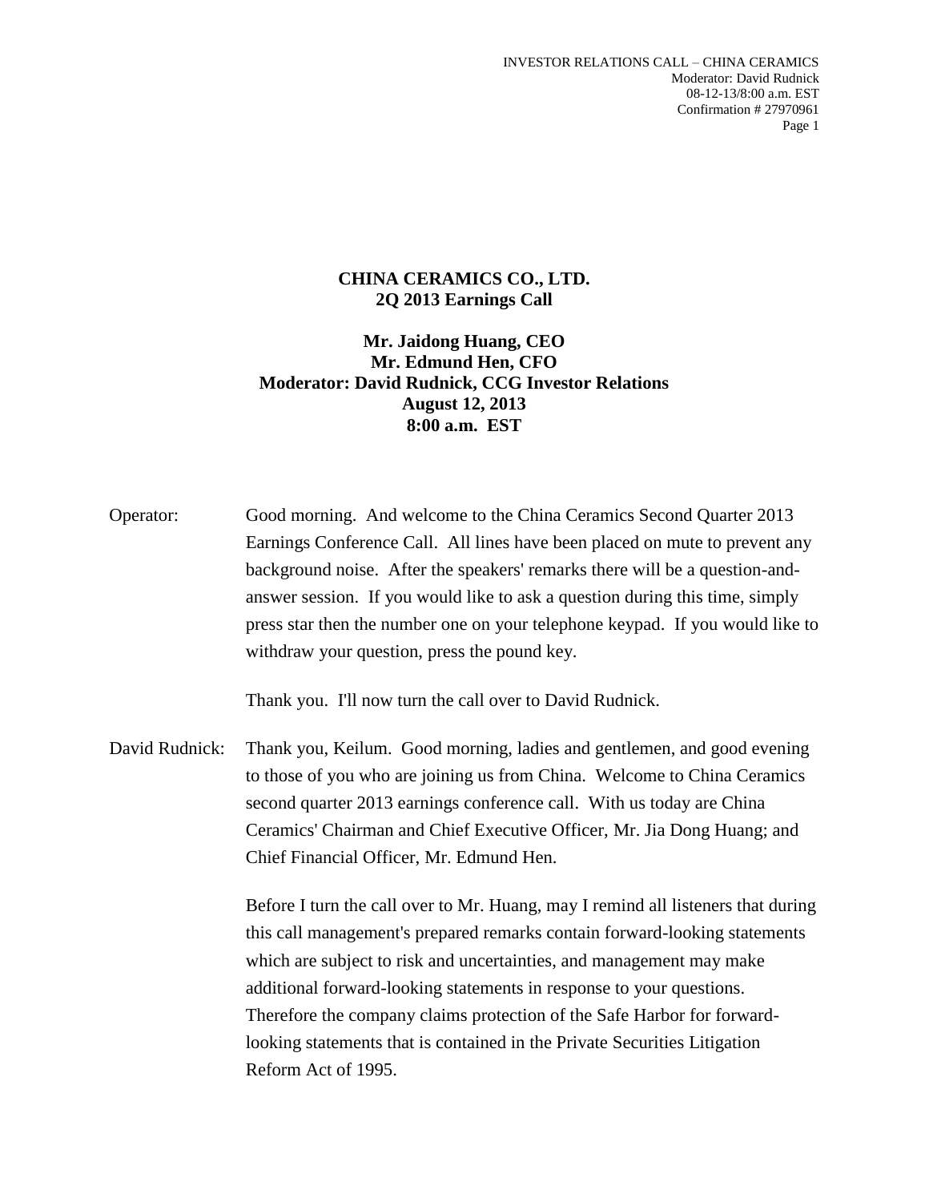**CHINA CERAMICS CO., LTD.**
**2Q 2013 Earnings Call**

**Mr. Jaidong Huang, CEO**
**Mr. Edmund Hen, CFO**
**Moderator: David Rudnick, CCG Investor Relations**
**August 12, 2013**
**8:00 a.m. EST**

Operator: Good morning. And welcome to the China Ceramics Second Quarter 2013 Earnings Conference Call. All lines have been placed on mute to prevent any background noise. After the speakers' remarks there will be a question-and-answer session. If you would like to ask a question during this time, simply press star then the number one on your telephone keypad. If you would like to withdraw your question, press the pound key.

Thank you. I'll now turn the call over to David Rudnick.

David Rudnick: Thank you, Keilum. Good morning, ladies and gentlemen, and good evening to those of you who are joining us from China. Welcome to China Ceramics second quarter 2013 earnings conference call. With us today are China Ceramics' Chairman and Chief Executive Officer, Mr. Jia Dong Huang; and Chief Financial Officer, Mr. Edmund Hen.

Before I turn the call over to Mr. Huang, may I remind all listeners that during this call management's prepared remarks contain forward-looking statements which are subject to risk and uncertainties, and management may make additional forward-looking statements in response to your questions. Therefore the company claims protection of the Safe Harbor for forward-looking statements that is contained in the Private Securities Litigation Reform Act of 1995.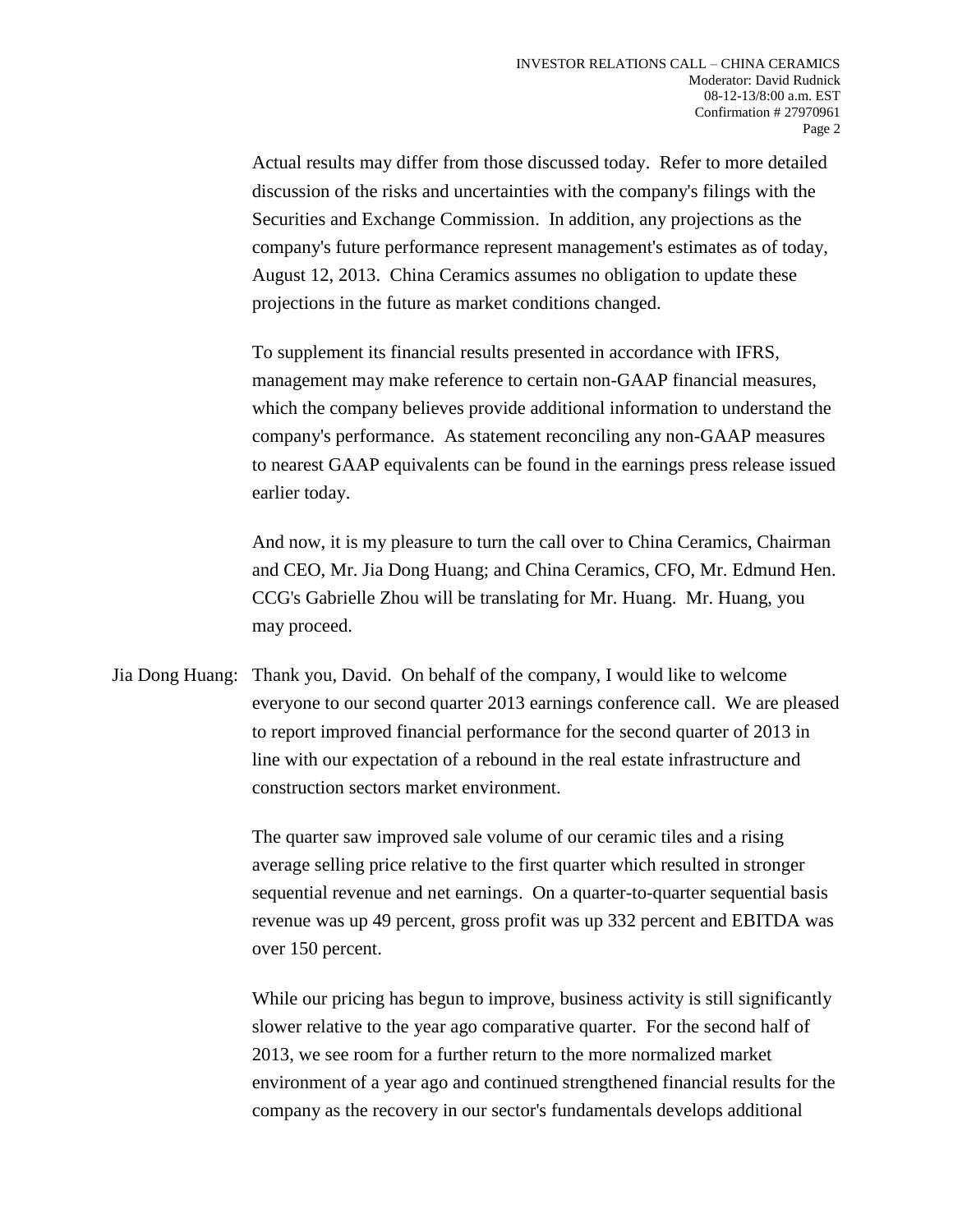Actual results may differ from those discussed today. Refer to more detailed discussion of the risks and uncertainties with the company's filings with the Securities and Exchange Commission. In addition, any projections as the company's future performance represent management's estimates as of today, August 12, 2013. China Ceramics assumes no obligation to update these projections in the future as market conditions changed.

To supplement its financial results presented in accordance with IFRS, management may make reference to certain non-GAAP financial measures, which the company believes provide additional information to understand the company's performance. As statement reconciling any non-GAAP measures to nearest GAAP equivalents can be found in the earnings press release issued earlier today.

And now, it is my pleasure to turn the call over to China Ceramics, Chairman and CEO, Mr. Jia Dong Huang; and China Ceramics, CFO, Mr. Edmund Hen. CCG's Gabrielle Zhou will be translating for Mr. Huang. Mr. Huang, you may proceed.

Jia Dong Huang: Thank you, David. On behalf of the company, I would like to welcome everyone to our second quarter 2013 earnings conference call. We are pleased to report improved financial performance for the second quarter of 2013 in line with our expectation of a rebound in the real estate infrastructure and construction sectors market environment.

The quarter saw improved sale volume of our ceramic tiles and a rising average selling price relative to the first quarter which resulted in stronger sequential revenue and net earnings. On a quarter-to-quarter sequential basis revenue was up 49 percent, gross profit was up 332 percent and EBITDA was over 150 percent.

While our pricing has begun to improve, business activity is still significantly slower relative to the year ago comparative quarter. For the second half of 2013, we see room for a further return to the more normalized market environment of a year ago and continued strengthened financial results for the company as the recovery in our sector's fundamentals develops additional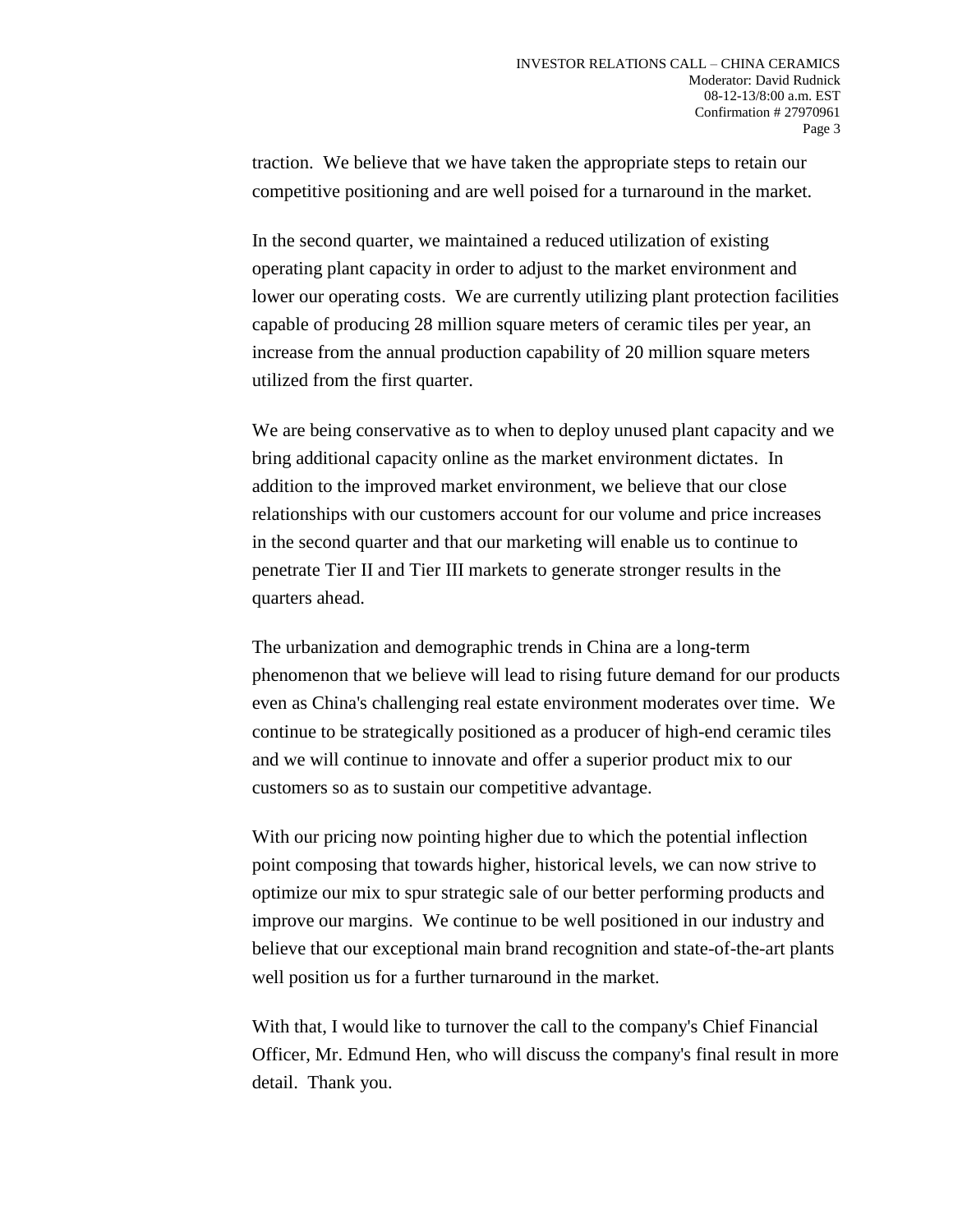traction. We believe that we have taken the appropriate steps to retain our competitive positioning and are well poised for a turnaround in the market.

In the second quarter, we maintained a reduced utilization of existing operating plant capacity in order to adjust to the market environment and lower our operating costs. We are currently utilizing plant protection facilities capable of producing 28 million square meters of ceramic tiles per year, an increase from the annual production capability of 20 million square meters utilized from the first quarter.

We are being conservative as to when to deploy unused plant capacity and we bring additional capacity online as the market environment dictates. In addition to the improved market environment, we believe that our close relationships with our customers account for our volume and price increases in the second quarter and that our marketing will enable us to continue to penetrate Tier II and Tier III markets to generate stronger results in the quarters ahead.

The urbanization and demographic trends in China are a long-term phenomenon that we believe will lead to rising future demand for our products even as China's challenging real estate environment moderates over time. We continue to be strategically positioned as a producer of high-end ceramic tiles and we will continue to innovate and offer a superior product mix to our customers so as to sustain our competitive advantage.

With our pricing now pointing higher due to which the potential inflection point composing that towards higher, historical levels, we can now strive to optimize our mix to spur strategic sale of our better performing products and improve our margins. We continue to be well positioned in our industry and believe that our exceptional main brand recognition and state-of-the-art plants well position us for a further turnaround in the market.

With that, I would like to turnover the call to the company's Chief Financial Officer, Mr. Edmund Hen, who will discuss the company's final result in more detail. Thank you.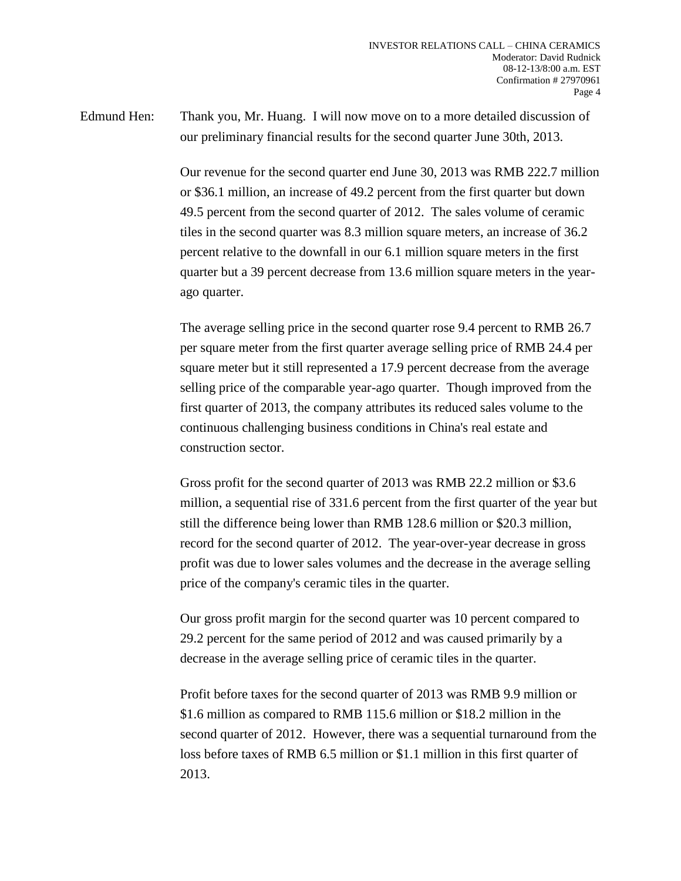Edmund Hen: Thank you, Mr. Huang. I will now move on to a more detailed discussion of our preliminary financial results for the second quarter June 30th, 2013.

Our revenue for the second quarter end June 30, 2013 was RMB 222.7 million or $36.1 million, an increase of 49.2 percent from the first quarter but down 49.5 percent from the second quarter of 2012. The sales volume of ceramic tiles in the second quarter was 8.3 million square meters, an increase of 36.2 percent relative to the downfall in our 6.1 million square meters in the first quarter but a 39 percent decrease from 13.6 million square meters in the year-ago quarter.

The average selling price in the second quarter rose 9.4 percent to RMB 26.7 per square meter from the first quarter average selling price of RMB 24.4 per square meter but it still represented a 17.9 percent decrease from the average selling price of the comparable year-ago quarter. Though improved from the first quarter of 2013, the company attributes its reduced sales volume to the continuous challenging business conditions in China's real estate and construction sector.

Gross profit for the second quarter of 2013 was RMB 22.2 million or $3.6 million, a sequential rise of 331.6 percent from the first quarter of the year but still the difference being lower than RMB 128.6 million or $20.3 million, record for the second quarter of 2012. The year-over-year decrease in gross profit was due to lower sales volumes and the decrease in the average selling price of the company's ceramic tiles in the quarter.

Our gross profit margin for the second quarter was 10 percent compared to 29.2 percent for the same period of 2012 and was caused primarily by a decrease in the average selling price of ceramic tiles in the quarter.

Profit before taxes for the second quarter of 2013 was RMB 9.9 million or $1.6 million as compared to RMB 115.6 million or $18.2 million in the second quarter of 2012. However, there was a sequential turnaround from the loss before taxes of RMB 6.5 million or $1.1 million in this first quarter of 2013.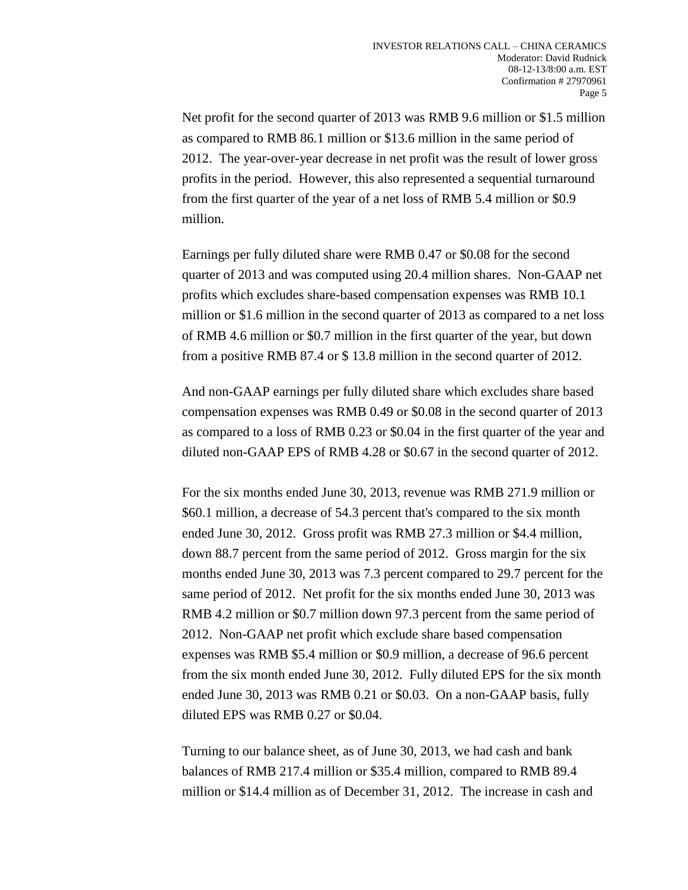Net profit for the second quarter of 2013 was RMB 9.6 million or $1.5 million as compared to RMB 86.1 million or $13.6 million in the same period of 2012. The year-over-year decrease in net profit was the result of lower gross profits in the period. However, this also represented a sequential turnaround from the first quarter of the year of a net loss of RMB 5.4 million or $0.9 million.

Earnings per fully diluted share were RMB 0.47 or $0.08 for the second quarter of 2013 and was computed using 20.4 million shares. Non-GAAP net profits which excludes share-based compensation expenses was RMB 10.1 million or $1.6 million in the second quarter of 2013 as compared to a net loss of RMB 4.6 million or $0.7 million in the first quarter of the year, but down from a positive RMB 87.4 or $ 13.8 million in the second quarter of 2012.

And non-GAAP earnings per fully diluted share which excludes share based compensation expenses was RMB 0.49 or $0.08 in the second quarter of 2013 as compared to a loss of RMB 0.23 or $0.04 in the first quarter of the year and diluted non-GAAP EPS of RMB 4.28 or $0.67 in the second quarter of 2012.

For the six months ended June 30, 2013, revenue was RMB 271.9 million or $60.1 million, a decrease of 54.3 percent that's compared to the six month ended June 30, 2012. Gross profit was RMB 27.3 million or $4.4 million, down 88.7 percent from the same period of 2012. Gross margin for the six months ended June 30, 2013 was 7.3 percent compared to 29.7 percent for the same period of 2012. Net profit for the six months ended June 30, 2013 was RMB 4.2 million or $0.7 million down 97.3 percent from the same period of 2012. Non-GAAP net profit which exclude share based compensation expenses was RMB $5.4 million or $0.9 million, a decrease of 96.6 percent from the six month ended June 30, 2012. Fully diluted EPS for the six month ended June 30, 2013 was RMB 0.21 or $0.03. On a non-GAAP basis, fully diluted EPS was RMB 0.27 or $0.04.

Turning to our balance sheet, as of June 30, 2013, we had cash and bank balances of RMB 217.4 million or $35.4 million, compared to RMB 89.4 million or $14.4 million as of December 31, 2012. The increase in cash and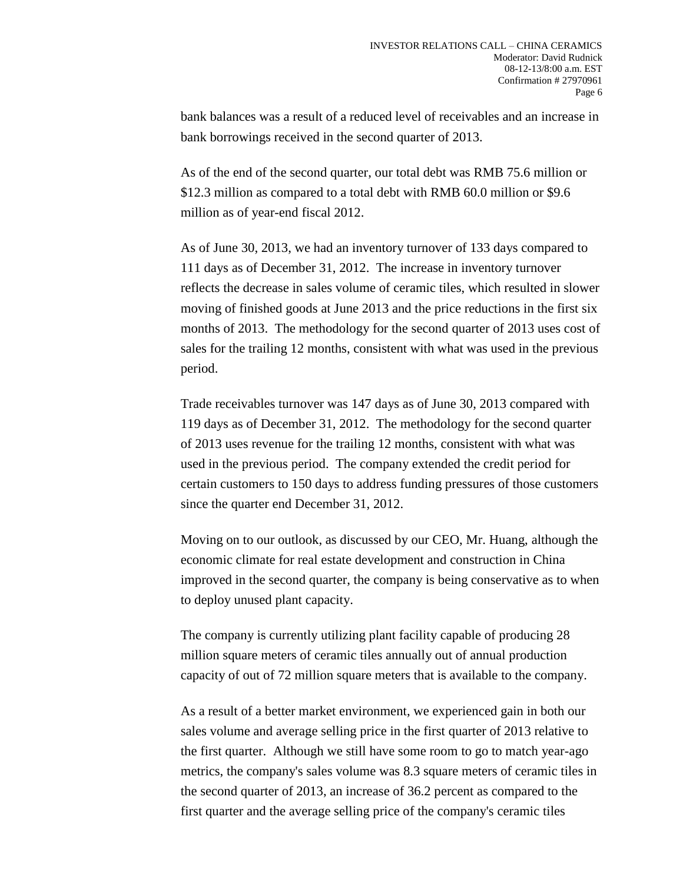bank balances was a result of a reduced level of receivables and an increase in bank borrowings received in the second quarter of 2013.

As of the end of the second quarter, our total debt was RMB 75.6 million or \$12.3 million as compared to a total debt with RMB 60.0 million or \$9.6 million as of year-end fiscal 2012.

As of June 30, 2013, we had an inventory turnover of 133 days compared to 111 days as of December 31, 2012. The increase in inventory turnover reflects the decrease in sales volume of ceramic tiles, which resulted in slower moving of finished goods at June 2013 and the price reductions in the first six months of 2013. The methodology for the second quarter of 2013 uses cost of sales for the trailing 12 months, consistent with what was used in the previous period.

Trade receivables turnover was 147 days as of June 30, 2013 compared with 119 days as of December 31, 2012. The methodology for the second quarter of 2013 uses revenue for the trailing 12 months, consistent with what was used in the previous period. The company extended the credit period for certain customers to 150 days to address funding pressures of those customers since the quarter end December 31, 2012.

Moving on to our outlook, as discussed by our CEO, Mr. Huang, although the economic climate for real estate development and construction in China improved in the second quarter, the company is being conservative as to when to deploy unused plant capacity.

The company is currently utilizing plant facility capable of producing 28 million square meters of ceramic tiles annually out of annual production capacity of out of 72 million square meters that is available to the company.

As a result of a better market environment, we experienced gain in both our sales volume and average selling price in the first quarter of 2013 relative to the first quarter. Although we still have some room to go to match year-ago metrics, the company's sales volume was 8.3 square meters of ceramic tiles in the second quarter of 2013, an increase of 36.2 percent as compared to the first quarter and the average selling price of the company's ceramic tiles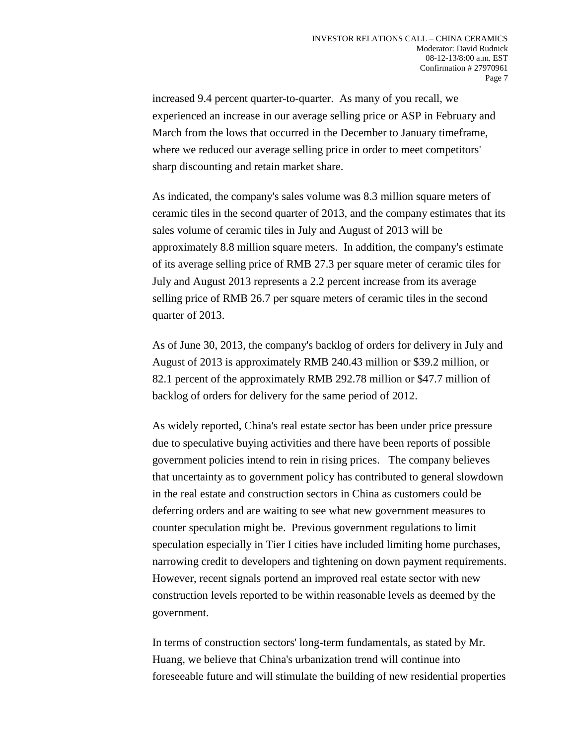increased 9.4 percent quarter-to-quarter. As many of you recall, we experienced an increase in our average selling price or ASP in February and March from the lows that occurred in the December to January timeframe, where we reduced our average selling price in order to meet competitors' sharp discounting and retain market share.

As indicated, the company's sales volume was 8.3 million square meters of ceramic tiles in the second quarter of 2013, and the company estimates that its sales volume of ceramic tiles in July and August of 2013 will be approximately 8.8 million square meters. In addition, the company's estimate of its average selling price of RMB 27.3 per square meter of ceramic tiles for July and August 2013 represents a 2.2 percent increase from its average selling price of RMB 26.7 per square meters of ceramic tiles in the second quarter of 2013.

As of June 30, 2013, the company's backlog of orders for delivery in July and August of 2013 is approximately RMB 240.43 million or $39.2 million, or 82.1 percent of the approximately RMB 292.78 million or $47.7 million of backlog of orders for delivery for the same period of 2012.

As widely reported, China's real estate sector has been under price pressure due to speculative buying activities and there have been reports of possible government policies intend to rein in rising prices. The company believes that uncertainty as to government policy has contributed to general slowdown in the real estate and construction sectors in China as customers could be deferring orders and are waiting to see what new government measures to counter speculation might be. Previous government regulations to limit speculation especially in Tier I cities have included limiting home purchases, narrowing credit to developers and tightening on down payment requirements. However, recent signals portend an improved real estate sector with new construction levels reported to be within reasonable levels as deemed by the government.

In terms of construction sectors' long-term fundamentals, as stated by Mr. Huang, we believe that China's urbanization trend will continue into foreseeable future and will stimulate the building of new residential properties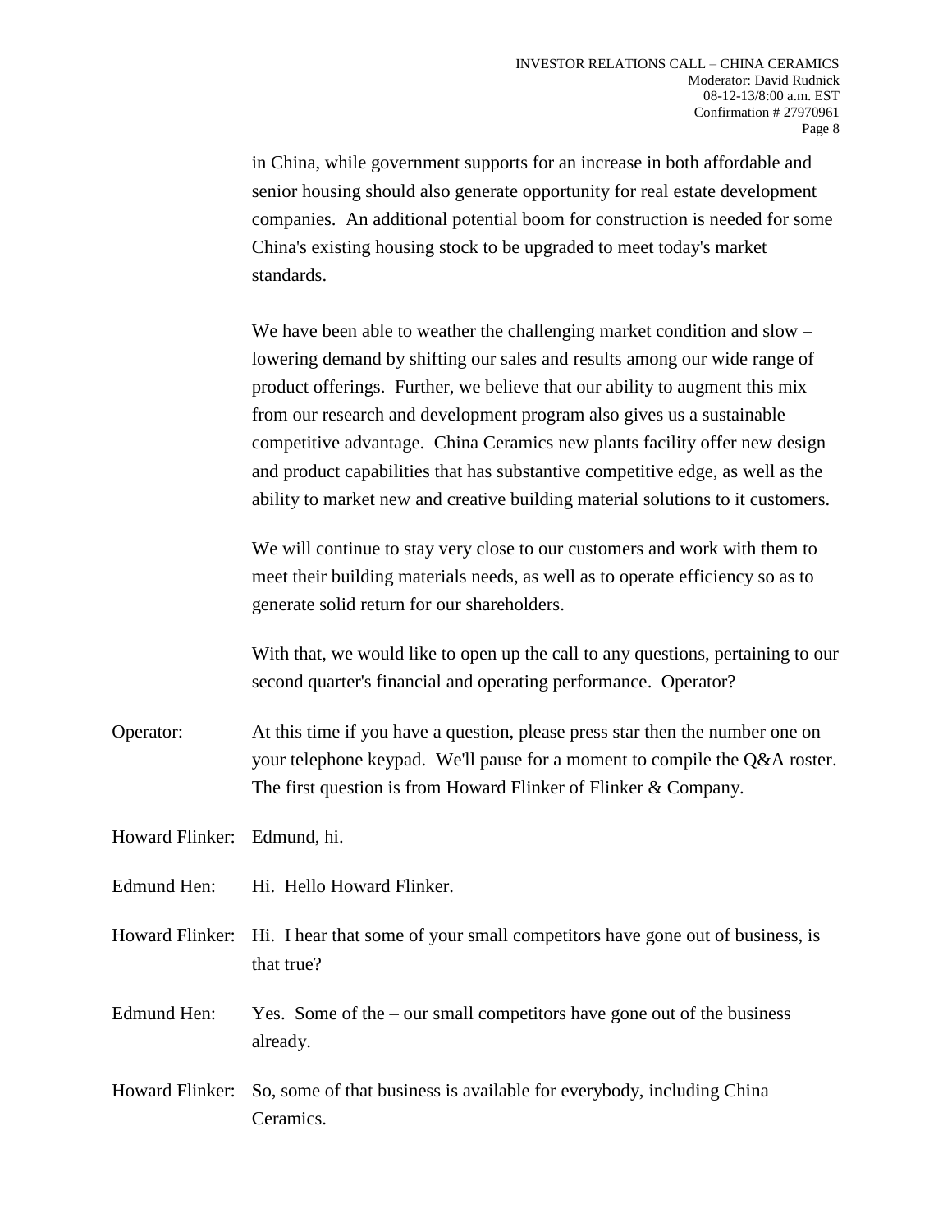in China, while government supports for an increase in both affordable and senior housing should also generate opportunity for real estate development companies. An additional potential boom for construction is needed for some China's existing housing stock to be upgraded to meet today's market standards.

We have been able to weather the challenging market condition and slow – lowering demand by shifting our sales and results among our wide range of product offerings. Further, we believe that our ability to augment this mix from our research and development program also gives us a sustainable competitive advantage. China Ceramics new plants facility offer new design and product capabilities that has substantive competitive edge, as well as the ability to market new and creative building material solutions to it customers.

We will continue to stay very close to our customers and work with them to meet their building materials needs, as well as to operate efficiency so as to generate solid return for our shareholders.

With that, we would like to open up the call to any questions, pertaining to our second quarter's financial and operating performance. Operator?

Operator: At this time if you have a question, please press star then the number one on your telephone keypad. We'll pause for a moment to compile the Q&A roster. The first question is from Howard Flinker of Flinker & Company.

Howard Flinker: Edmund, hi.

Edmund Hen: Hi. Hello Howard Flinker.

Howard Flinker: Hi. I hear that some of your small competitors have gone out of business, is that true?

Edmund Hen: Yes. Some of the – our small competitors have gone out of the business already.

Howard Flinker: So, some of that business is available for everybody, including China Ceramics.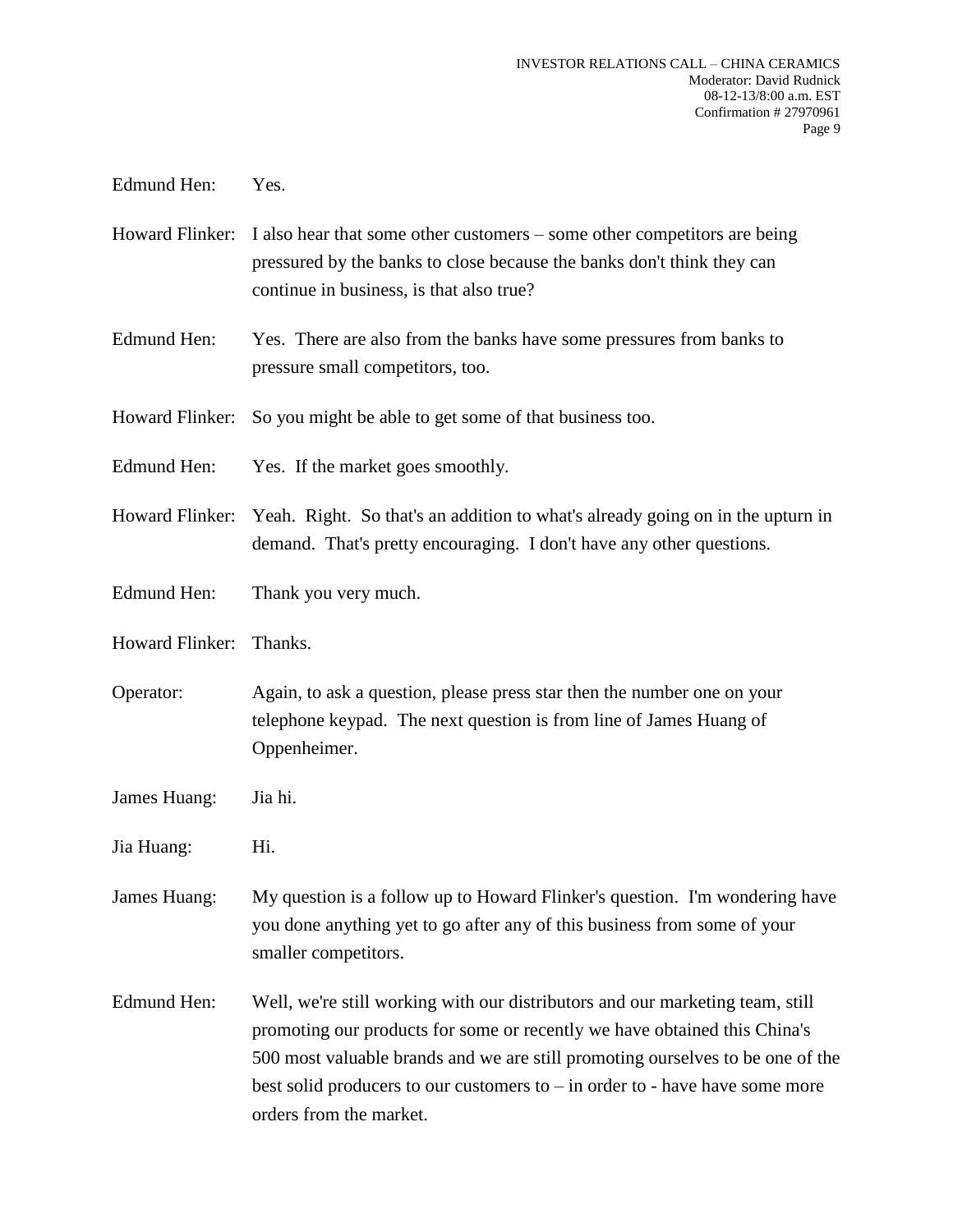Edmund Hen: Yes.

Howard Flinker: I also hear that some other customers – some other competitors are being pressured by the banks to close because the banks don't think they can continue in business, is that also true?

Edmund Hen: Yes. There are also from the banks have some pressures from banks to pressure small competitors, too.

Howard Flinker: So you might be able to get some of that business too.

Edmund Hen: Yes. If the market goes smoothly.

Howard Flinker: Yeah. Right. So that's an addition to what's already going on in the upturn in demand. That's pretty encouraging. I don't have any other questions.

Edmund Hen: Thank you very much.

Howard Flinker: Thanks.

Operator: Again, to ask a question, please press star then the number one on your telephone keypad. The next question is from line of James Huang of Oppenheimer.

James Huang: Jia hi.

Jia Huang: Hi.

James Huang: My question is a follow up to Howard Flinker's question. I'm wondering have you done anything yet to go after any of this business from some of your smaller competitors.

Edmund Hen: Well, we're still working with our distributors and our marketing team, still promoting our products for some or recently we have obtained this China's 500 most valuable brands and we are still promoting ourselves to be one of the best solid producers to our customers to – in order to - have have some more orders from the market.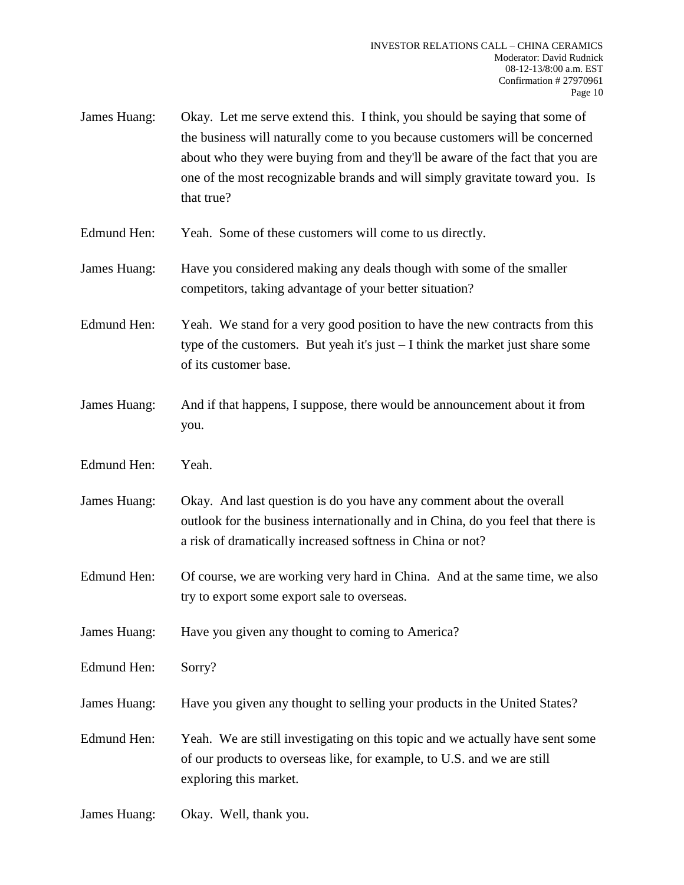James Huang: Okay. Let me serve extend this. I think, you should be saying that some of the business will naturally come to you because customers will be concerned about who they were buying from and they'll be aware of the fact that you are one of the most recognizable brands and will simply gravitate toward you. Is that true?

Edmund Hen: Yeah. Some of these customers will come to us directly.

James Huang: Have you considered making any deals though with some of the smaller competitors, taking advantage of your better situation?

Edmund Hen: Yeah. We stand for a very good position to have the new contracts from this type of the customers. But yeah it's just – I think the market just share some of its customer base.

James Huang: And if that happens, I suppose, there would be announcement about it from you.

Edmund Hen: Yeah.

James Huang: Okay. And last question is do you have any comment about the overall outlook for the business internationally and in China, do you feel that there is a risk of dramatically increased softness in China or not?

Edmund Hen: Of course, we are working very hard in China. And at the same time, we also try to export some export sale to overseas.

James Huang: Have you given any thought to coming to America?

Edmund Hen: Sorry?

James Huang: Have you given any thought to selling your products in the United States?

Edmund Hen: Yeah. We are still investigating on this topic and we actually have sent some of our products to overseas like, for example, to U.S. and we are still exploring this market.

James Huang: Okay. Well, thank you.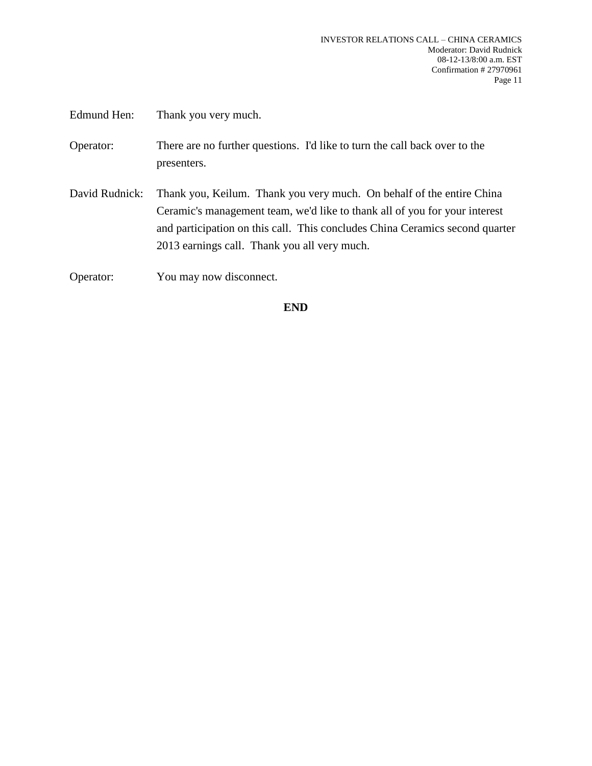Edmund Hen: Thank you very much.

Operator: There are no further questions. I'd like to turn the call back over to the presenters.

David Rudnick: Thank you, Keilum. Thank you very much. On behalf of the entire China Ceramic's management team, we'd like to thank all of you for your interest and participation on this call. This concludes China Ceramics second quarter 2013 earnings call. Thank you all very much.

Operator: You may now disconnect.

**END**